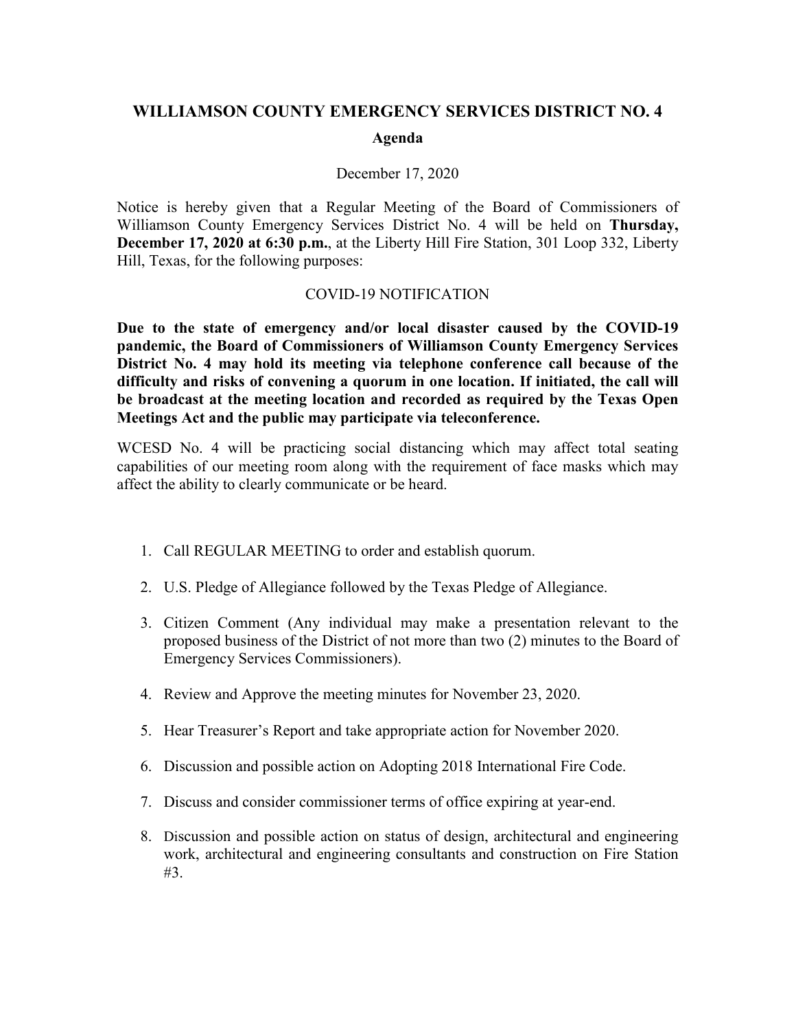# WILLIAMSON COUNTY EMERGENCY SERVICES DISTRICT NO. 4

## Agenda

December 17, 2020

Notice is hereby given that a Regular Meeting of the Board of Commissioners of Williamson County Emergency Services District No. 4 will be held on **Thursday, December 17, 2020 at 6:30 p.m.**, at the Liberty Hill Fire Station, 301 Loop 332, Liberty Hill, Texas, for the following purposes:

COVID-19 NOTIFICATION

**Due to the state of emergency and/or local disaster caused by the COVID-19 pandemic, the Board of Commissioners of Williamson County Emergency Services District No. 4 may hold its meeting via telephone conference call because of the difficulty and risks of convening a quorum in one location. If initiated, the call will be broadcast at the meeting location and recorded as required by the Texas Open Meetings Act and the public may participate via teleconference.**

WCESD No. 4 will be practicing social distancing which may affect total seating capabilities of our meeting room along with the requirement of face masks which may affect the ability to clearly communicate or be heard.

1. Call REGULAR MEETING to order and establish quorum.
2. U.S. Pledge of Allegiance followed by the Texas Pledge of Allegiance.
3. Citizen Comment (Any individual may make a presentation relevant to the proposed business of the District of not more than two (2) minutes to the Board of Emergency Services Commissioners).
4. Review and Approve the meeting minutes for November 23, 2020.
5. Hear Treasurer's Report and take appropriate action for November 2020.
6. Discussion and possible action on Adopting 2018 International Fire Code.
7. Discuss and consider commissioner terms of office expiring at year-end.
8. Discussion and possible action on status of design, architectural and engineering work, architectural and engineering consultants and construction on Fire Station #3.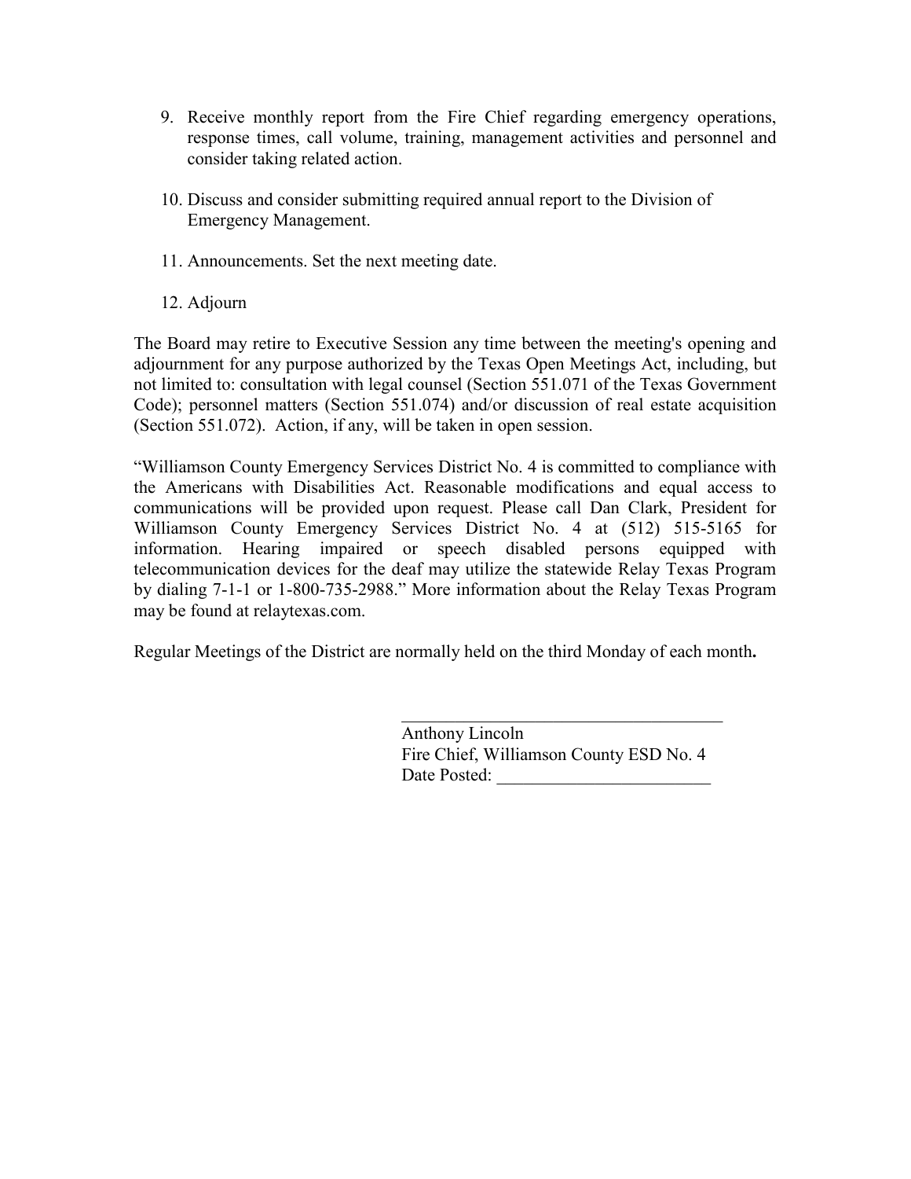9. Receive monthly report from the Fire Chief regarding emergency operations, response times, call volume, training, management activities and personnel and consider taking related action.

10. Discuss and consider submitting required annual report to the Division of Emergency Management.

11. Announcements. Set the next meeting date.

12. Adjourn

The Board may retire to Executive Session any time between the meeting's opening and adjournment for any purpose authorized by the Texas Open Meetings Act, including, but not limited to: consultation with legal counsel (Section 551.071 of the Texas Government Code); personnel matters (Section 551.074) and/or discussion of real estate acquisition (Section 551.072). Action, if any, will be taken in open session.

"Williamson County Emergency Services District No. 4 is committed to compliance with the Americans with Disabilities Act. Reasonable modifications and equal access to communications will be provided upon request. Please call Dan Clark, President for Williamson County Emergency Services District No. 4 at (512) 515-5165 for information. Hearing impaired or speech disabled persons equipped with telecommunication devices for the deaf may utilize the statewide Relay Texas Program by dialing 7-1-1 or 1-800-735-2988." More information about the Relay Texas Program may be found at relaytexas.com.

Regular Meetings of the District are normally held on the third Monday of each month**.**

\_\_\_\_\_\_\_\_\_\_\_\_\_\_\_\_\_\_\_\_\_\_\_\_\_\_\_\_\_\_\_\_\_\_\_\_\_\_

Anthony Lincoln
Fire Chief, Williamson County ESD No. 4
Date Posted: \_\_\_\_\_\_\_\_\_\_\_\_\_\_\_\_\_\_\_\_\_\_\_\_